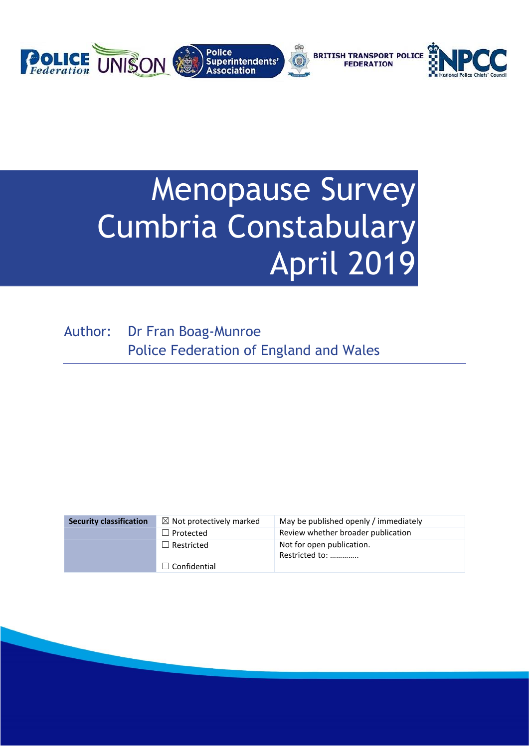# Menopause Survey Cumbria Constabulary April 2019

Author: Dr Fran Boag-Munroe
Police Federation of England and Wales

| Security classification | ☒ Not protectively marked | May be published openly / immediately |
|---|---|---|
| | ☐ Protected | Review whether broader publication |
| | ☐ Restricted | Not for open publication. Restricted to: ………….. |
| | ☐ Confidential | |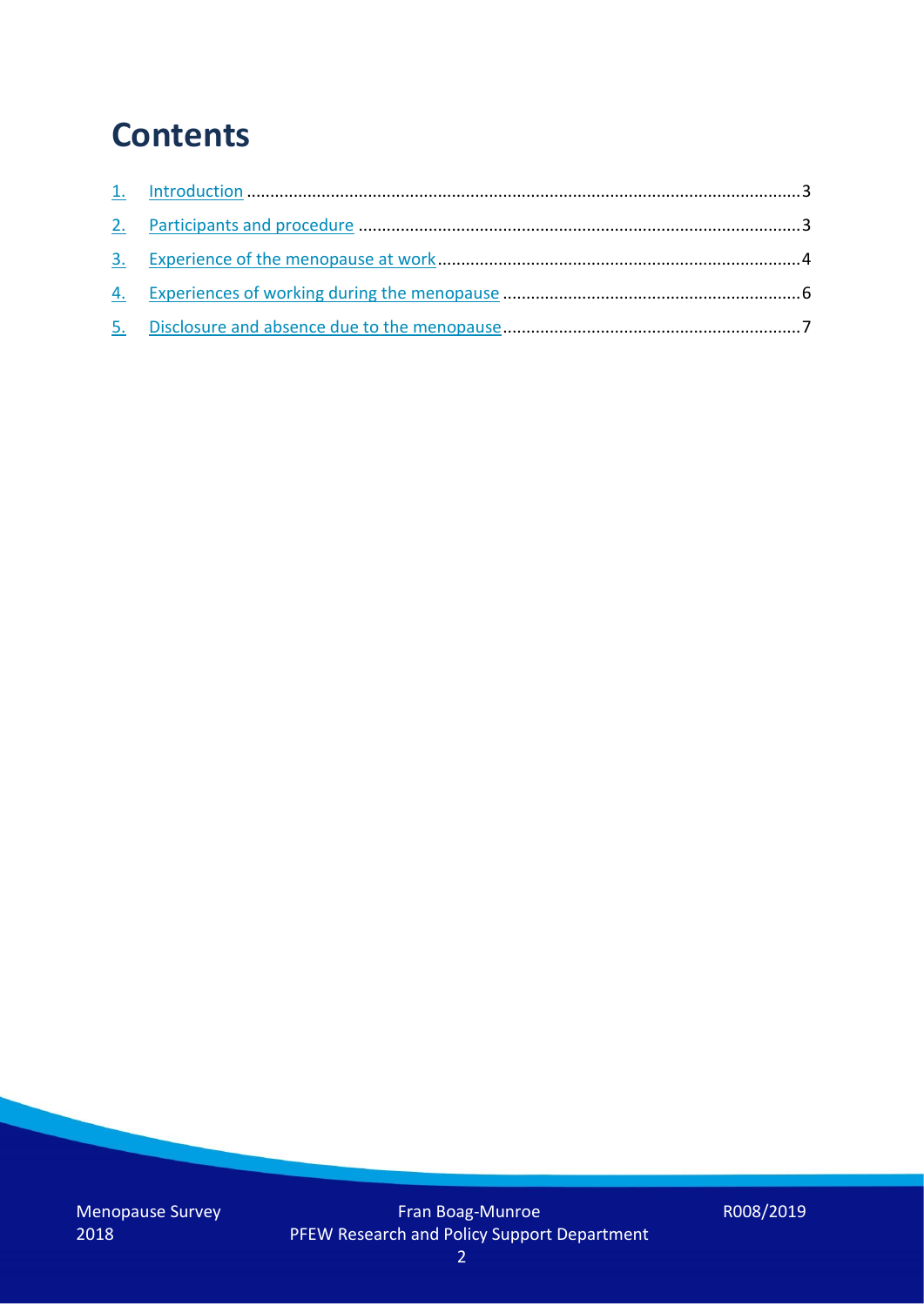# Contents

1. Introduction ....................................................................................................................3
2. Participants and procedure ...........................................................................................3
3. Experience of the menopause at work ..........................................................................4
4. Experiences of working during the menopause .............................................................6
5. Disclosure and absence due to the menopause .............................................................7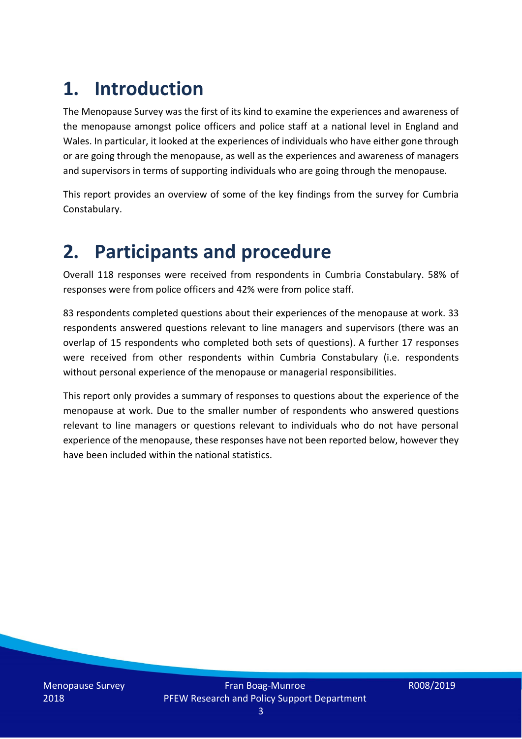# 1. Introduction

The Menopause Survey was the first of its kind to examine the experiences and awareness of the menopause amongst police officers and police staff at a national level in England and Wales. In particular, it looked at the experiences of individuals who have either gone through or are going through the menopause, as well as the experiences and awareness of managers and supervisors in terms of supporting individuals who are going through the menopause.

This report provides an overview of some of the key findings from the survey for Cumbria Constabulary.

# 2. Participants and procedure

Overall 118 responses were received from respondents in Cumbria Constabulary. 58% of responses were from police officers and 42% were from police staff.

83 respondents completed questions about their experiences of the menopause at work. 33 respondents answered questions relevant to line managers and supervisors (there was an overlap of 15 respondents who completed both sets of questions). A further 17 responses were received from other respondents within Cumbria Constabulary (i.e. respondents without personal experience of the menopause or managerial responsibilities.

This report only provides a summary of responses to questions about the experience of the menopause at work. Due to the smaller number of respondents who answered questions relevant to line managers or questions relevant to individuals who do not have personal experience of the menopause, these responses have not been reported below, however they have been included within the national statistics.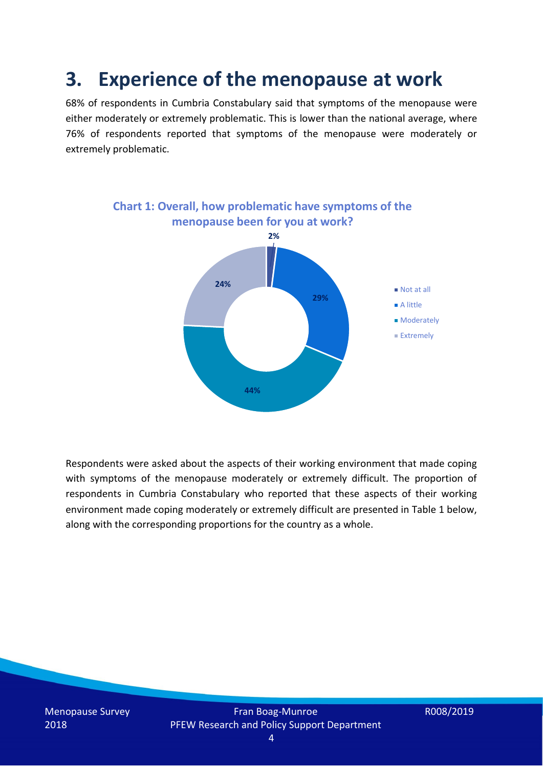# 3. Experience of the menopause at work

68% of respondents in Cumbria Constabulary said that symptoms of the menopause were either moderately or extremely problematic. This is lower than the national average, where 76% of respondents reported that symptoms of the menopause were moderately or extremely problematic.

**Chart 1: Overall, how problematic have symptoms of the menopause been for you at work?**

| Response | Percentage |
| --- | --- |
| Not at all | 2% |
| A little | 29% |
| Moderately | 44% |
| Extremely | 24% |

Respondents were asked about the aspects of their working environment that made coping with symptoms of the menopause moderately or extremely difficult. The proportion of respondents in Cumbria Constabulary who reported that these aspects of their working environment made coping moderately or extremely difficult are presented in Table 1 below, along with the corresponding proportions for the country as a whole.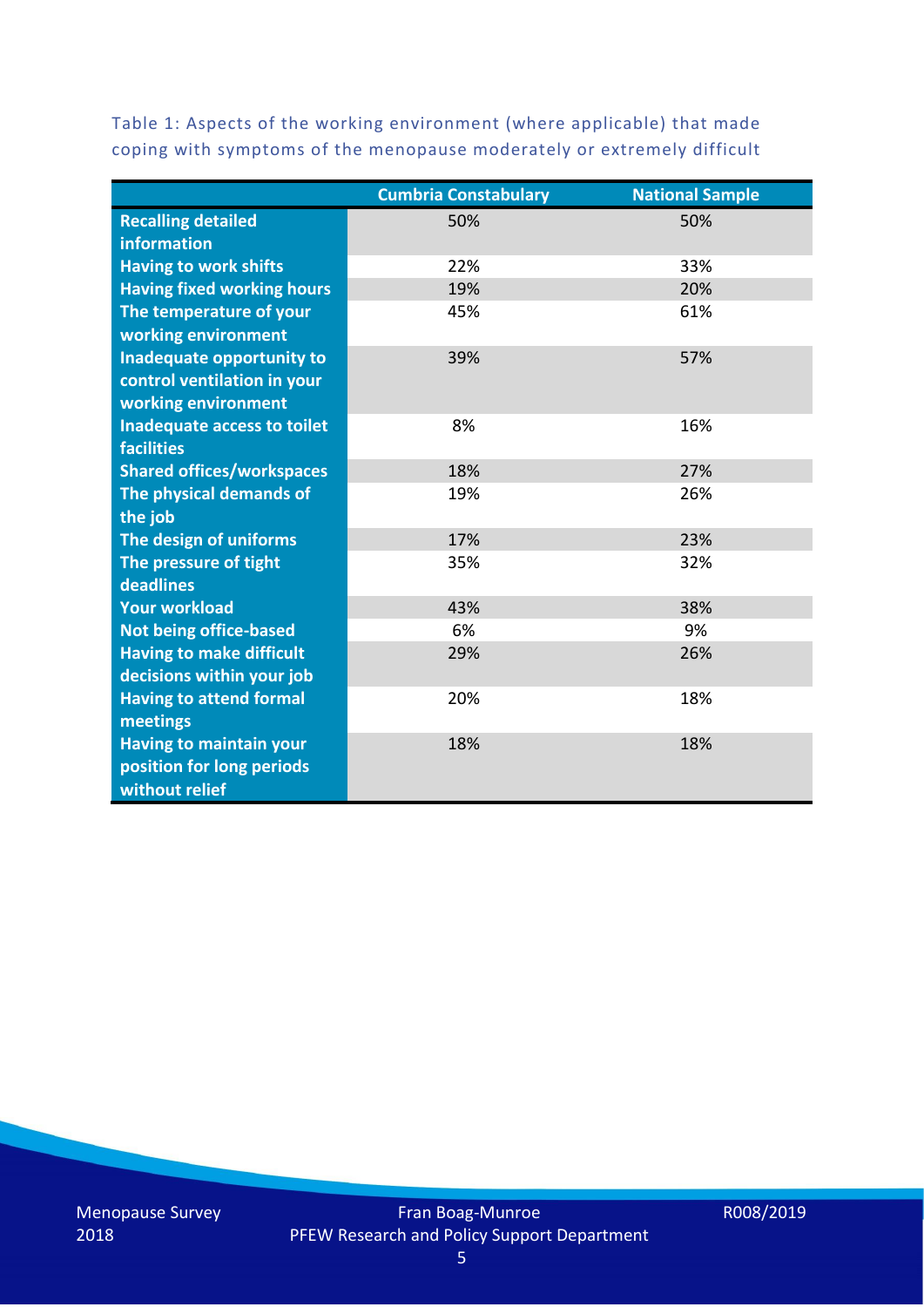Table 1: Aspects of the working environment (where applicable) that made coping with symptoms of the menopause moderately or extremely difficult

| | Cumbria Constabulary | National Sample |
|---|---|---|
| **Recalling detailed information** | 50% | 50% |
| **Having to work shifts** | 22% | 33% |
| **Having fixed working hours** | 19% | 20% |
| **The temperature of your working environment** | 45% | 61% |
| **Inadequate opportunity to control ventilation in your working environment** | 39% | 57% |
| **Inadequate access to toilet facilities** | 8% | 16% |
| **Shared offices/workspaces** | 18% | 27% |
| **The physical demands of the job** | 19% | 26% |
| **The design of uniforms** | 17% | 23% |
| **The pressure of tight deadlines** | 35% | 32% |
| **Your workload** | 43% | 38% |
| **Not being office-based** | 6% | 9% |
| **Having to make difficult decisions within your job** | 29% | 26% |
| **Having to attend formal meetings** | 20% | 18% |
| **Having to maintain your position for long periods without relief** | 18% | 18% |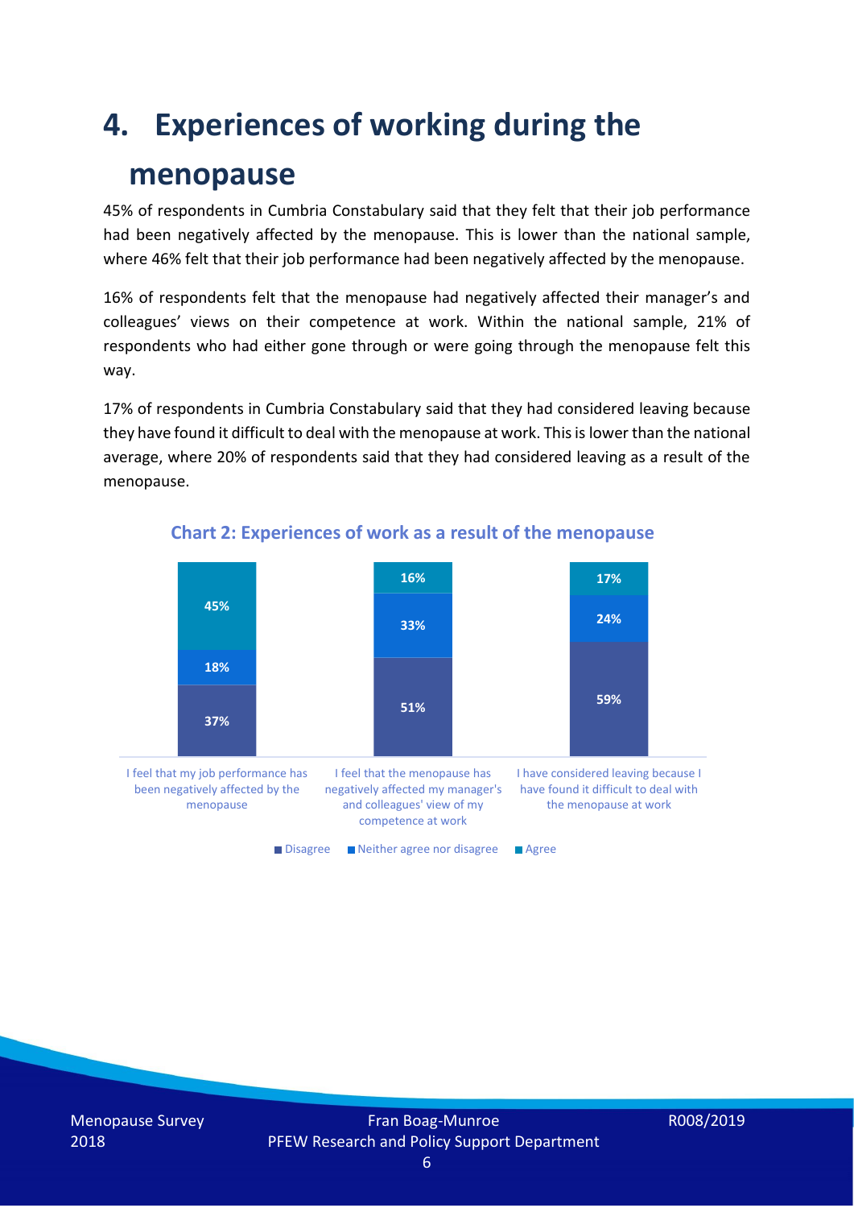# 4. Experiences of working during the menopause

45% of respondents in Cumbria Constabulary said that they felt that their job performance had been negatively affected by the menopause. This is lower than the national sample, where 46% felt that their job performance had been negatively affected by the menopause.

16% of respondents felt that the menopause had negatively affected their manager's and colleagues' views on their competence at work. Within the national sample, 21% of respondents who had either gone through or were going through the menopause felt this way.

17% of respondents in Cumbria Constabulary said that they had considered leaving because they have found it difficult to deal with the menopause at work. This is lower than the national average, where 20% of respondents said that they had considered leaving as a result of the menopause.

**Chart 2: Experiences of work as a result of the menopause**

| | Disagree | Neither agree nor disagree | Agree |
|---|---|---|---|
| I feel that my job performance has been negatively affected by the menopause | 37% | 18% | 45% |
| I feel that the menopause has negatively affected my manager's and colleagues' view of my competence at work | 51% | 33% | 16% |
| I have considered leaving because I have found it difficult to deal with the menopause at work | 59% | 24% | 17% |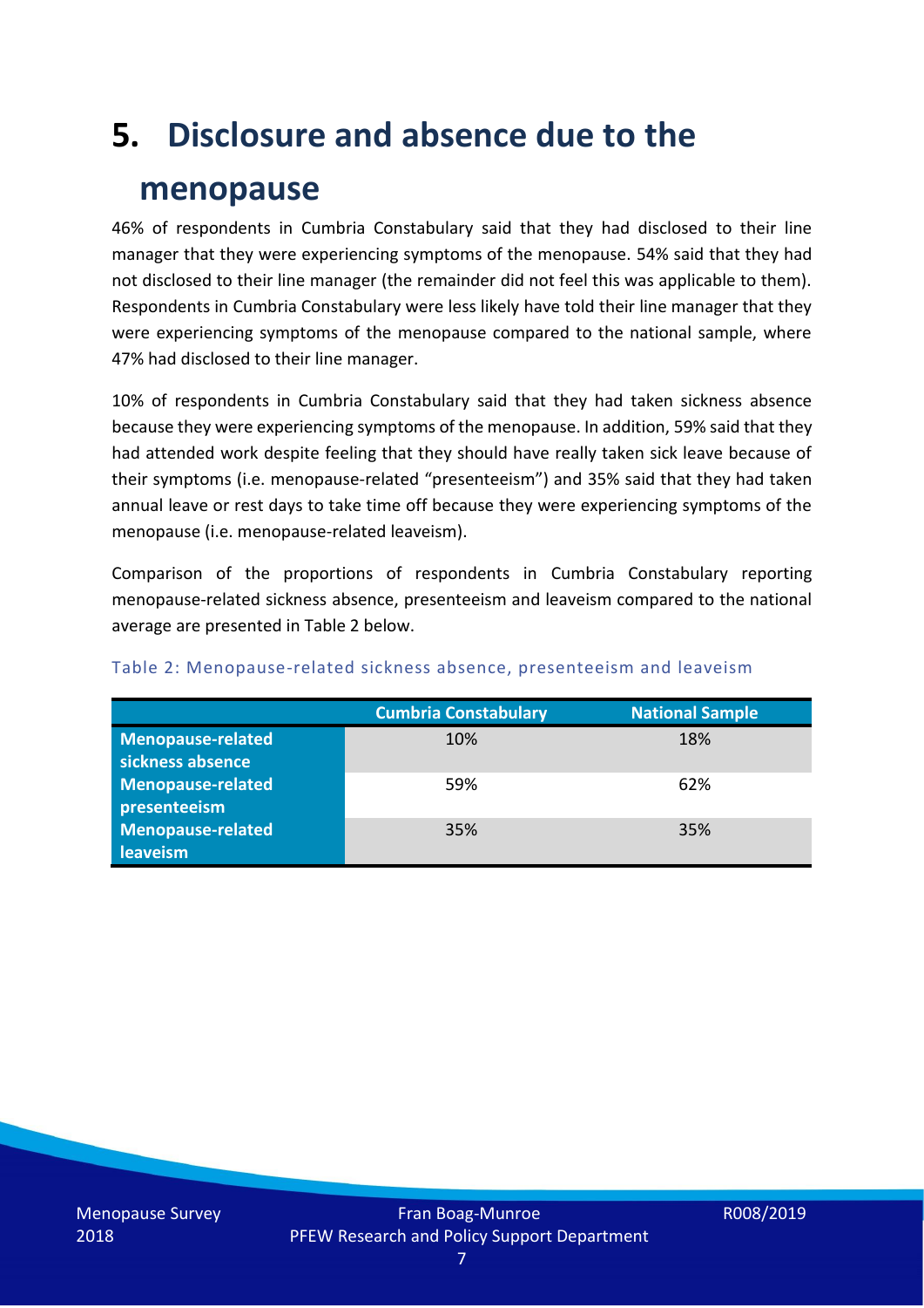# 5. Disclosure and absence due to the menopause

46% of respondents in Cumbria Constabulary said that they had disclosed to their line manager that they were experiencing symptoms of the menopause. 54% said that they had not disclosed to their line manager (the remainder did not feel this was applicable to them). Respondents in Cumbria Constabulary were less likely have told their line manager that they were experiencing symptoms of the menopause compared to the national sample, where 47% had disclosed to their line manager.

10% of respondents in Cumbria Constabulary said that they had taken sickness absence because they were experiencing symptoms of the menopause. In addition, 59% said that they had attended work despite feeling that they should have really taken sick leave because of their symptoms (i.e. menopause-related "presenteeism") and 35% said that they had taken annual leave or rest days to take time off because they were experiencing symptoms of the menopause (i.e. menopause-related leaveism).

Comparison of the proportions of respondents in Cumbria Constabulary reporting menopause-related sickness absence, presenteeism and leaveism compared to the national average are presented in Table 2 below.

Table 2: Menopause-related sickness absence, presenteeism and leaveism

| | Cumbria Constabulary | National Sample |
|---|---|---|
| **Menopause-related sickness absence** | 10% | 18% |
| **Menopause-related presenteeism** | 59% | 62% |
| **Menopause-related leaveism** | 35% | 35% |